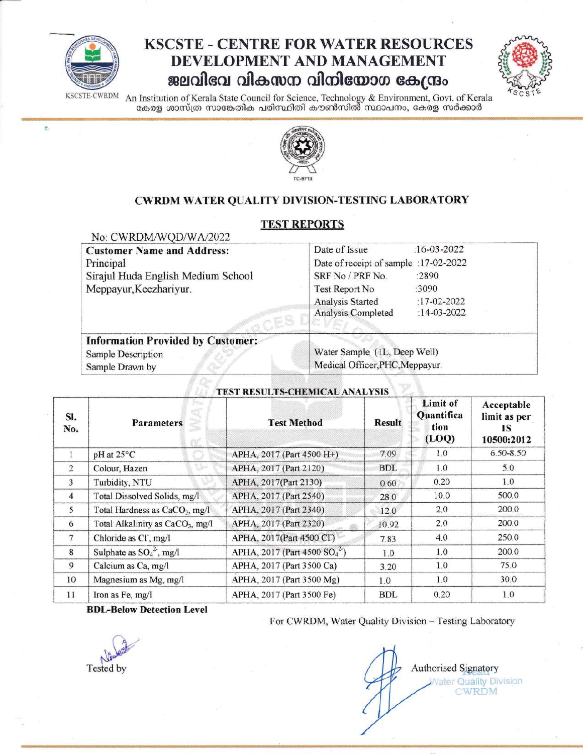# KSCSTE - CENTRE FOR WATER RESOURCES DEVELOPMENT AND MANAGEMENT

## ജലവിഭവ വികസന വിനിയോഗ കേന്ദ്രം

KSCSTE-CWRDM An Institution of Kerala State Council for Science, Technology & Environment, Govt. of Kerala

കേരള ശാസ്ത്ര സാങ്കേതിക പരിസ്ഥിതി കൗൺസിൽ സ്ഥാപനം, കേരള സർക്കാർ

TC-9713

### CWRDM WATER QUALITY DIVISION-TESTING LABORATORY

### TEST REPORTS

No: CWRDM/WQD/WA/2022

| **Customer Name and Address:** | |
|---|---|
| Principal<br>Sirajul Huda English Medium School<br>Meppayur,Keezhariyur. | Date of Issue :16-03-2022<br>Date of receipt of sample :17-02-2022<br>SRF No / PRF No. :2890<br>Test Report No :3090<br>Analysis Started :17-02-2022<br>Analysis Completed :14-03-2022 |
| **Information Provided by Customer:** | |
| Sample Description | Water Sample (1L, Deep Well) |
| Sample Drawn by | Medical Officer,PHC,Meppayur. |

**TEST RESULTS-CHEMICAL ANALYSIS**

| Sl. No. | Parameters | Test Method | Result | Limit of Quantification (LOQ) | Acceptable limit as per IS 10500:2012 |
|---|---|---|---|---|---|
| 1 | pH at 25°C | APHA, 2017 (Part 4500 H+) | 7.09 | 1.0 | 6.50-8.50 |
| 2 | Colour, Hazen | APHA, 2017 (Part 2120) | BDL | 1.0 | 5.0 |
| 3 | Turbidity, NTU | APHA, 2017(Part 2130) | 0.60 | 0.20 | 1.0 |
| 4 | Total Dissolved Solids, mg/l | APHA, 2017 (Part 2540) | 28.0 | 10.0 | 500.0 |
| 5 | Total Hardness as $CaCO_3$, mg/l | APHA, 2017 (Part 2340) | 12.0 | 2.0 | 200.0 |
| 6 | Total Alkalinity as $CaCO_3$, mg/l | APHA, 2017 (Part 2320) | 10.92 | 2.0 | 200.0 |
| 7 | Chloride as $Cl^-$, mg/l | APHA, 2017(Part 4500 $Cl^-$) | 7.83 | 4.0 | 250.0 |
| 8 | Sulphate as $SO_4^{2-}$, mg/l | APHA, 2017 (Part 4500 $SO_4^{2-}$) | 1.0 | 1.0 | 200.0 |
| 9 | Calcium as Ca, mg/l | APHA, 2017 (Part 3500 Ca) | 3.20 | 1.0 | 75.0 |
| 10 | Magnesium as Mg, mg/l | APHA, 2017 (Part 3500 Mg) | 1.0 | 1.0 | 30.0 |
| 11 | Iron as Fe, mg/l | APHA, 2017 (Part 3500 Fe) | BDL | 0.20 | 1.0 |

**BDL-Below Detection Level**

For CWRDM, Water Quality Division – Testing Laboratory

Tested by

Authorised Signatory

Water Quality Division

CWRDM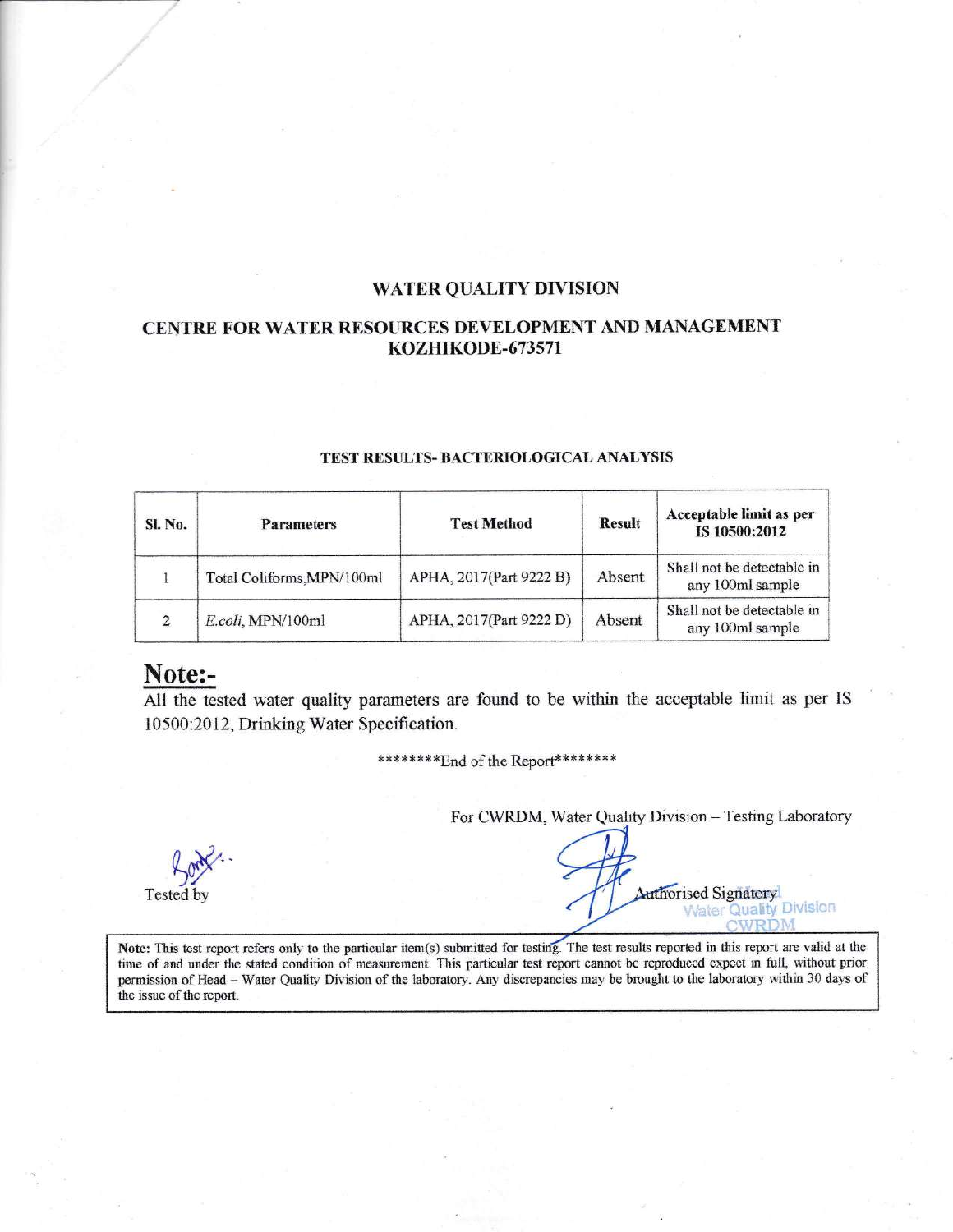**WATER QUALITY DIVISION**

**CENTRE FOR WATER RESOURCES DEVELOPMENT AND MANAGEMENT**
**KOZHIKODE-673571**

**TEST RESULTS- BACTERIOLOGICAL ANALYSIS**

| Sl. No. | Parameters | Test Method | Result | Acceptable limit as per IS 10500:2012 |
|---|---|---|---|---|
| 1 | Total Coliforms,MPN/100ml | APHA, 2017(Part 9222 B) | Absent | Shall not be detectable in any 100ml sample |
| 2 | *E.coli*, MPN/100ml | APHA, 2017(Part 9222 D) | Absent | Shall not be detectable in any 100ml sample |

## Note:-

All the tested water quality parameters are found to be within the acceptable limit as per IS 10500:2012, Drinking Water Specification.

********End of the Report********

For CWRDM, Water Quality Division – Testing Laboratory

Tested by

Authorised Signatory

Head
Water Quality Division
CWRDM

**Note:** This test report refers only to the particular item(s) submitted for testing. The test results reported in this report are valid at the time of and under the stated condition of measurement. This particular test report cannot be reproduced expect in full, without prior permission of Head – Water Quality Division of the laboratory. Any discrepancies may be brought to the laboratory within 30 days of the issue of the report.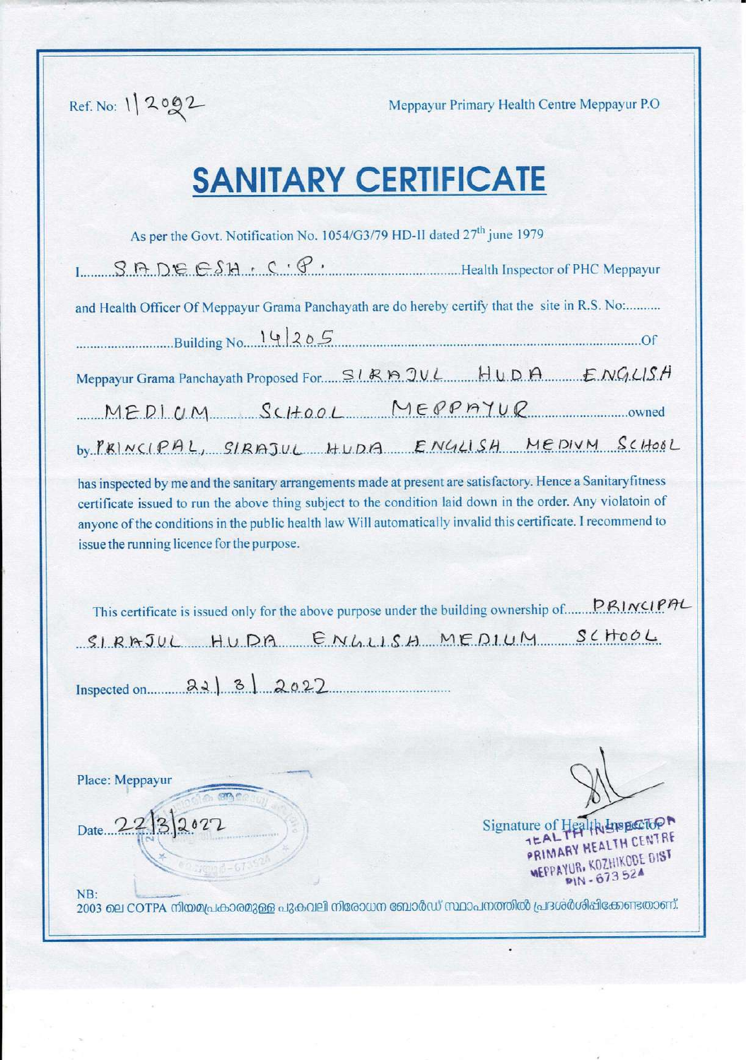Ref. No: 1| 2022

Meppayur Primary Health Centre Meppayur P.O

# SANITARY CERTIFICATE

As per the Govt. Notification No. 1054/G3/79 HD-II dated 27th june 1979

I........SADEESH . C.P. ........Health Inspector of PHC Meppayur and Health Officer Of Meppayur Grama Panchayath are do hereby certify that the site in R.S. No:..........

..........Building No.....14/205..........Of

Meppayur Grama Panchayath Proposed For.....SIRAJUL HUDA ENGLISH MEDIUM SCHOOL MEPPAYUR..........owned by PRINCIPAL, SIRAJUL HUDA ENGLISH MEDIUM SCHOOL

has inspected by me and the sanitary arrangements made at present are satisfactory. Hence a Sanitaryfitness certificate issued to run the above thing subject to the condition laid down in the order. Any violatoin of anyone of the conditions in the public health law Will automatically invalid this certificate. I recommend to issue the running licence for the purpose.

This certificate is issued only for the above purpose under the building ownership of........PRINCIPAL SIRAJUL HUDA ENGLISH MEDIUM SCHOOL

Inspected on.......22 | 3 | 2022

Place: Meppayur

Date...22/3/2022

Signature of Health Inspector

HEALTH INSPECTOR
PRIMARY HEALTH CENTRE
MEPPAYUR, KOZHIKODE DIST
PIN - 673 524

NB:
2003 ലെ COTPA നിയമപ്രകാരമുള്ള പുകവലി നിരോധന ബോർഡ് സ്ഥാപനത്തിൽ പ്രദർശിപ്പിക്കേണ്ടതാണ്.